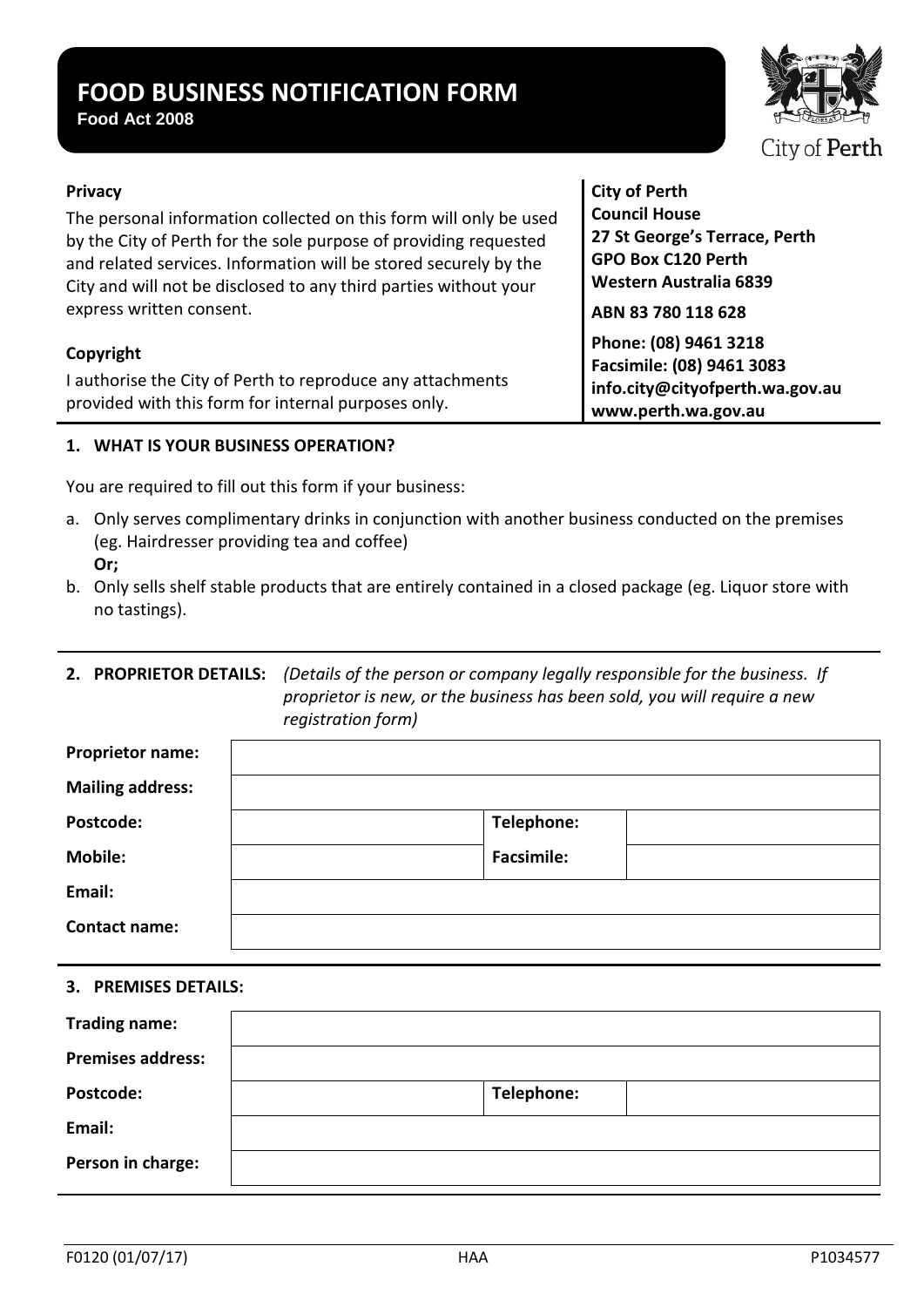# FOOD BUSINESS NOTIFICATION FORM

**Food Act 2008**

City of Perth

**Privacy**

The personal information collected on this form will only be used by the City of Perth for the sole purpose of providing requested and related services. Information will be stored securely by the City and will not be disclosed to any third parties without your express written consent.

**Copyright**

I authorise the City of Perth to reproduce any attachments provided with this form for internal purposes only.

**City of Perth**
**Council House**
**27 St George's Terrace, Perth**
**GPO Box C120 Perth**
**Western Australia 6839**

**ABN 83 780 118 628**

**Phone: (08) 9461 3218**
**Facsimile: (08) 9461 3083**
**info.city@cityofperth.wa.gov.au**
**www.perth.wa.gov.au**

## 1. WHAT IS YOUR BUSINESS OPERATION?

You are required to fill out this form if your business:

a. Only serves complimentary drinks in conjunction with another business conducted on the premises (eg. Hairdresser providing tea and coffee)
   **Or;**
b. Only sells shelf stable products that are entirely contained in a closed package (eg. Liquor store with no tastings).

## 2. PROPRIETOR DETAILS:

*(Details of the person or company legally responsible for the business. If proprietor is new, or the business has been sold, you will require a new registration form)*

| | | | |
|---|---|---|---|
| **Proprietor name:** | | | |
| **Mailing address:** | | | |
| **Postcode:** | | **Telephone:** | |
| **Mobile:** | | **Facsimile:** | |
| **Email:** | | | |
| **Contact name:** | | | |

## 3. PREMISES DETAILS:

| | | | |
|---|---|---|---|
| **Trading name:** | | | |
| **Premises address:** | | | |
| **Postcode:** | | **Telephone:** | |
| **Email:** | | | |
| **Person in charge:** | | | |

F0120 (01/07/17) HAA P1034577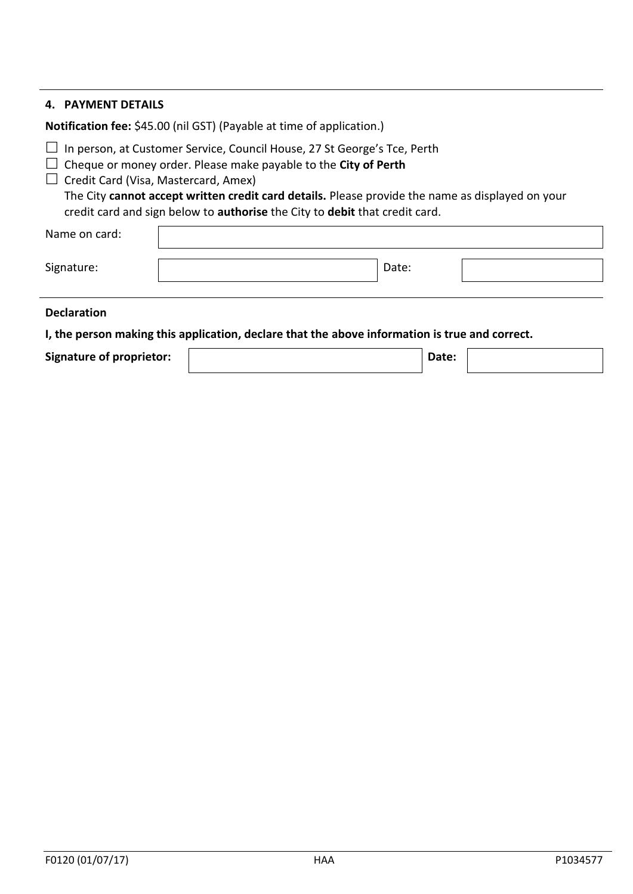## 4. PAYMENT DETAILS

**Notification fee:** $45.00 (nil GST) (Payable at time of application.)

- ☐ In person, at Customer Service, Council House, 27 St George's Tce, Perth
- ☐ Cheque or money order. Please make payable to the **City of Perth**
- ☐ Credit Card (Visa, Mastercard, Amex)
  The City **cannot accept written credit card details.** Please provide the name as displayed on your credit card and sign below to **authorise** the City to **debit** that credit card.

| | | | |
|---|---|---|---|
| Name on card: | | | |
| Signature: | | Date: | |

### Declaration

**I, the person making this application, declare that the above information is true and correct.**

| | | | |
|---|---|---|---|
| **Signature of proprietor:** | | **Date:** | |

F0120 (01/07/17) HAA P1034577